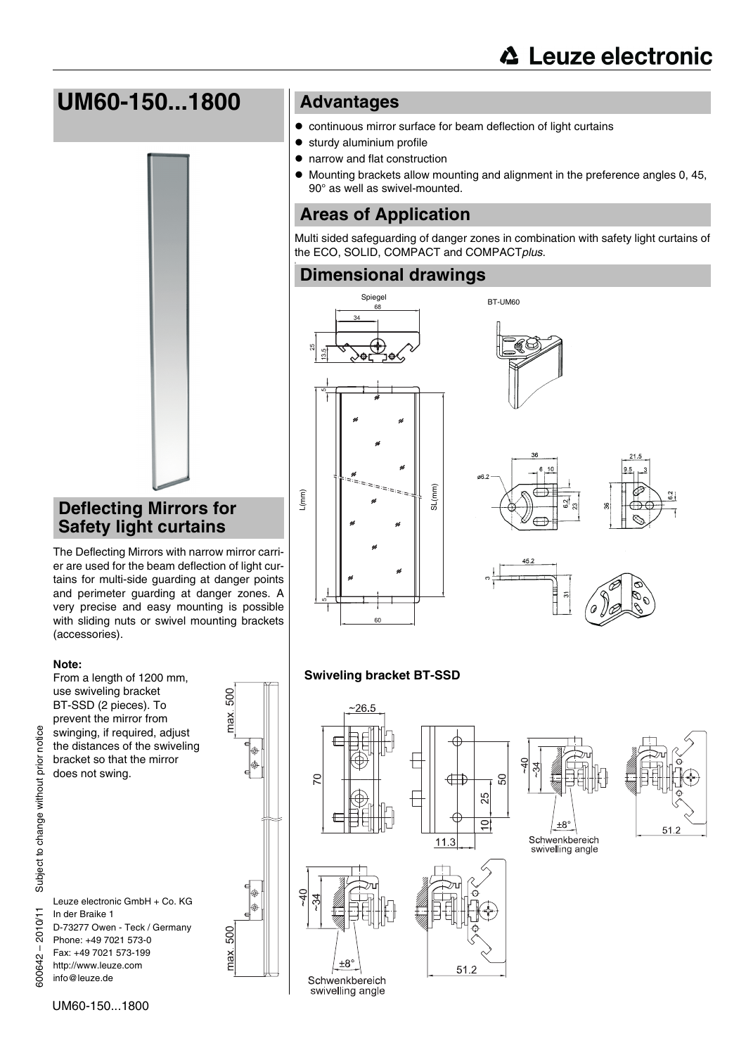# UM60-150...1800

## Deflecting Mirrors for Safety light curtains

The Deflecting Mirrors with narrow mirror carrier are used for the beam deflection of light curtains for multi-side guarding at danger points and perimeter guarding at danger zones. A very precise and easy mounting is possible with sliding nuts or swivel mounting brackets (accessories).

**Note:**

From a length of 1200 mm, use swiveling bracket BT-SSD (2 pieces). To prevent the mirror from swinging, if required, adjust the distances of the swiveling bracket so that the mirror does not swing.

Leuze electronic GmbH + Co. KG
In der Braike 1
D-73277 Owen - Teck / Germany
Phone: +49 7021 573-0
Fax: +49 7021 573-199
http://www.leuze.com
info@leuze.de

## Advantages

- continuous mirror surface for beam deflection of light curtains
- sturdy aluminium profile
- narrow and flat construction
- Mounting brackets allow mounting and alignment in the preference angles 0, 45, 90° as well as swivel-mounted.

## Areas of Application

Multi sided safeguarding of danger zones in combination with safety light curtains of the ECO, SOLID, COMPACT and COMPACT*plus*.

## Dimensional drawings

**Swiveling bracket BT-SSD**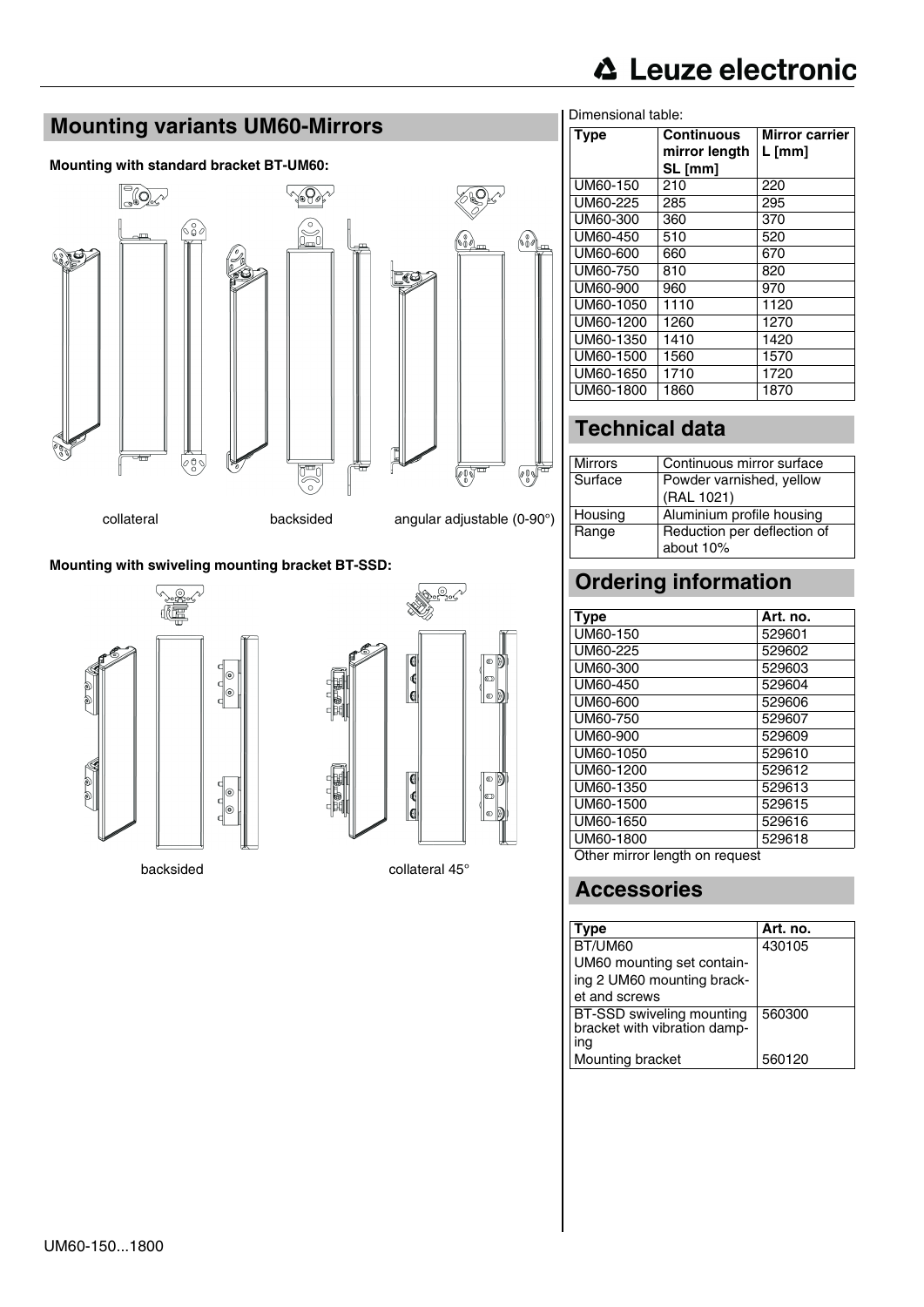## Mounting variants UM60-Mirrors

**Mounting with standard bracket BT-UM60:**

collateral

backsided

angular adjustable (0-90°)

**Mounting with swiveling mounting bracket BT-SSD:**

backsided

collateral 45°

Dimensional table:

| Type | Continuous mirror length SL [mm] | Mirror carrier L [mm] |
|---|---|---|
| UM60-150 | 210 | 220 |
| UM60-225 | 285 | 295 |
| UM60-300 | 360 | 370 |
| UM60-450 | 510 | 520 |
| UM60-600 | 660 | 670 |
| UM60-750 | 810 | 820 |
| UM60-900 | 960 | 970 |
| UM60-1050 | 1110 | 1120 |
| UM60-1200 | 1260 | 1270 |
| UM60-1350 | 1410 | 1420 |
| UM60-1500 | 1560 | 1570 |
| UM60-1650 | 1710 | 1720 |
| UM60-1800 | 1860 | 1870 |

## Technical data

| | |
|---|---|
| Mirrors | Continuous mirror surface |
| Surface | Powder varnished, yellow (RAL 1021) |
| Housing | Aluminium profile housing |
| Range | Reduction per deflection of about 10% |

## Ordering information

| Type | Art. no. |
|---|---|
| UM60-150 | 529601 |
| UM60-225 | 529602 |
| UM60-300 | 529603 |
| UM60-450 | 529604 |
| UM60-600 | 529606 |
| UM60-750 | 529607 |
| UM60-900 | 529609 |
| UM60-1050 | 529610 |
| UM60-1200 | 529612 |
| UM60-1350 | 529613 |
| UM60-1500 | 529615 |
| UM60-1650 | 529616 |
| UM60-1800 | 529618 |

Other mirror length on request

## Accessories

| Type | Art. no. |
|---|---|
| BT/UM60 UM60 mounting set containing 2 UM60 mounting bracket and screws | 430105 |
| BT-SSD swiveling mounting bracket with vibration damping | 560300 |
| Mounting bracket | 560120 |